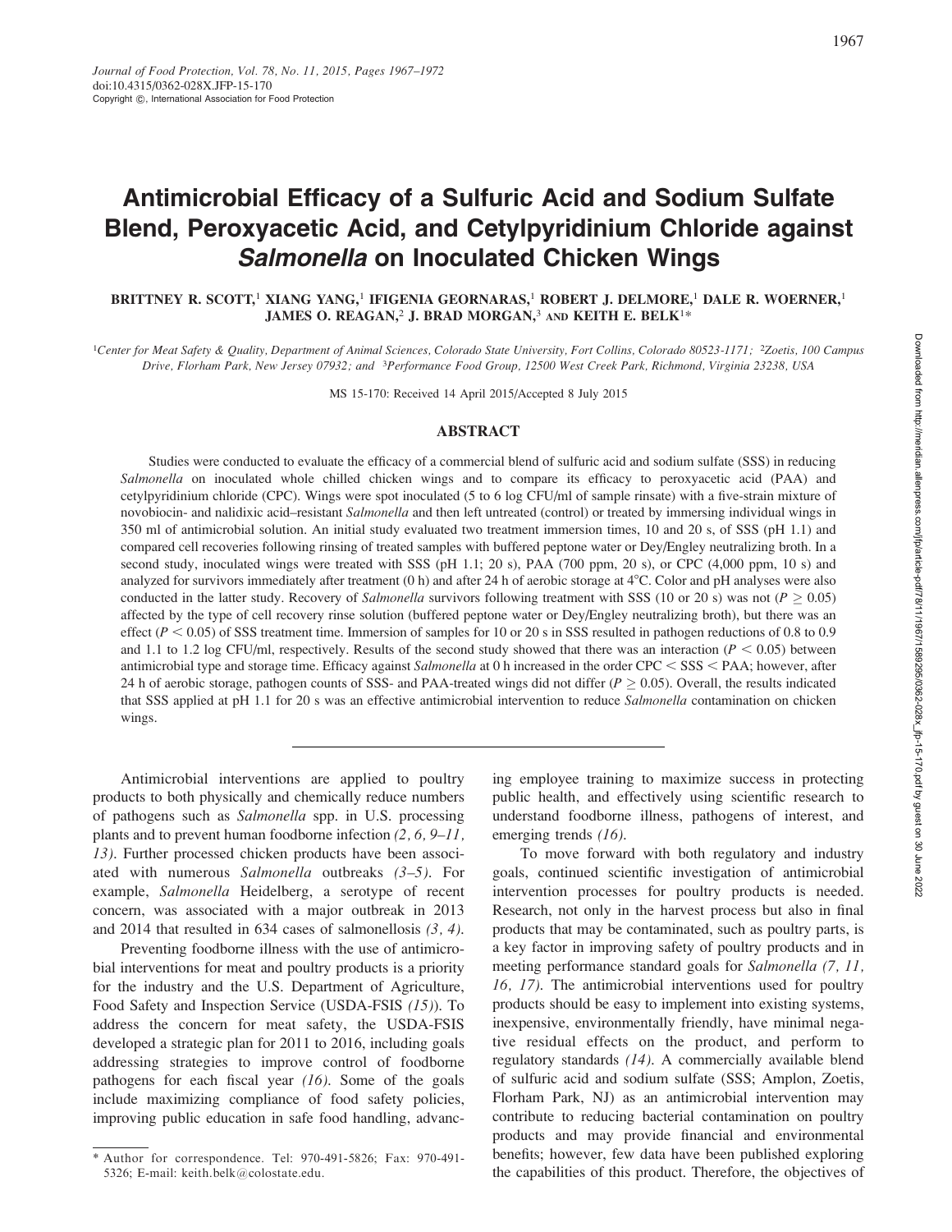# Antimicrobial Efficacy of a Sulfuric Acid and Sodium Sulfate Blend, Peroxyacetic Acid, and Cetylpyridinium Chloride against *Salmonella* on Inoculated Chicken Wings

BRITTNEY R. SCOTT,[1] XIANG YANG,[1] IFIGENIA GEORNARAS,[1] ROBERT J. DELMORE,[1] DALE R. WOERNER,[1] JAMES O. REAGAN,[2] J. BRAD MORGAN,[3] AND KEITH E. BELK[1]*

[1]Center for Meat Safety & Quality, Department of Animal Sciences, Colorado State University, Fort Collins, Colorado 80523-1171; [2]Zoetis, 100 Campus Drive, Florham Park, New Jersey 07932; and [3]Performance Food Group, 12500 West Creek Park, Richmond, Virginia 23238, USA

MS 15-170: Received 14 April 2015/Accepted 8 July 2015

## ABSTRACT

Studies were conducted to evaluate the efficacy of a commercial blend of sulfuric acid and sodium sulfate (SSS) in reducing *Salmonella* on inoculated whole chilled chicken wings and to compare its efficacy to peroxyacetic acid (PAA) and cetylpyridinium chloride (CPC). Wings were spot inoculated (5 to 6 log CFU/ml of sample rinsate) with a five-strain mixture of novobiocin- and nalidixic acid–resistant *Salmonella* and then left untreated (control) or treated by immersing individual wings in 350 ml of antimicrobial solution. An initial study evaluated two treatment immersion times, 10 and 20 s, of SSS (pH 1.1) and compared cell recoveries following rinsing of treated samples with buffered peptone water or Dey/Engley neutralizing broth. In a second study, inoculated wings were treated with SSS (pH 1.1; 20 s), PAA (700 ppm, 20 s), or CPC (4,000 ppm, 10 s) and analyzed for survivors immediately after treatment (0 h) and after 24 h of aerobic storage at 4°C. Color and pH analyses were also conducted in the latter study. Recovery of *Salmonella* survivors following treatment with SSS (10 or 20 s) was not ($P \geq 0.05$) affected by the type of cell recovery rinse solution (buffered peptone water or Dey/Engley neutralizing broth), but there was an effect ($P < 0.05$) of SSS treatment time. Immersion of samples for 10 or 20 s in SSS resulted in pathogen reductions of 0.8 to 0.9 and 1.1 to 1.2 log CFU/ml, respectively. Results of the second study showed that there was an interaction ($P < 0.05$) between antimicrobial type and storage time. Efficacy against *Salmonella* at 0 h increased in the order CPC < SSS < PAA; however, after 24 h of aerobic storage, pathogen counts of SSS- and PAA-treated wings did not differ ($P \geq 0.05$). Overall, the results indicated that SSS applied at pH 1.1 for 20 s was an effective antimicrobial intervention to reduce *Salmonella* contamination on chicken wings.

---

Antimicrobial interventions are applied to poultry products to both physically and chemically reduce numbers of pathogens such as *Salmonella* spp. in U.S. processing plants and to prevent human foodborne infection *(2, 6, 9–11, 13)*. Further processed chicken products have been associated with numerous *Salmonella* outbreaks *(3–5)*. For example, *Salmonella* Heidelberg, a serotype of recent concern, was associated with a major outbreak in 2013 and 2014 that resulted in 634 cases of salmonellosis *(3, 4)*.

Preventing foodborne illness with the use of antimicrobial interventions for meat and poultry products is a priority for the industry and the U.S. Department of Agriculture, Food Safety and Inspection Service (USDA-FSIS *(15)*). To address the concern for meat safety, the USDA-FSIS developed a strategic plan for 2011 to 2016, including goals addressing strategies to improve control of foodborne pathogens for each fiscal year *(16)*. Some of the goals include maximizing compliance of food safety policies, improving public education in safe food handling, advancing employee training to maximize success in protecting public health, and effectively using scientific research to understand foodborne illness, pathogens of interest, and emerging trends *(16)*.

To move forward with both regulatory and industry goals, continued scientific investigation of antimicrobial intervention processes for poultry products is needed. Research, not only in the harvest process but also in final products that may be contaminated, such as poultry parts, is a key factor in improving safety of poultry products and in meeting performance standard goals for *Salmonella (7, 11, 16, 17)*. The antimicrobial interventions used for poultry products should be easy to implement into existing systems, inexpensive, environmentally friendly, have minimal negative residual effects on the product, and perform to regulatory standards *(14)*. A commercially available blend of sulfuric acid and sodium sulfate (SSS; Amplon, Zoetis, Florham Park, NJ) as an antimicrobial intervention may contribute to reducing bacterial contamination on poultry products and may provide financial and environmental benefits; however, few data have been published exploring the capabilities of this product. Therefore, the objectives of

---

* Author for correspondence. Tel: 970-491-5826; Fax: 970-491-5326; E-mail: keith.belk@colostate.edu.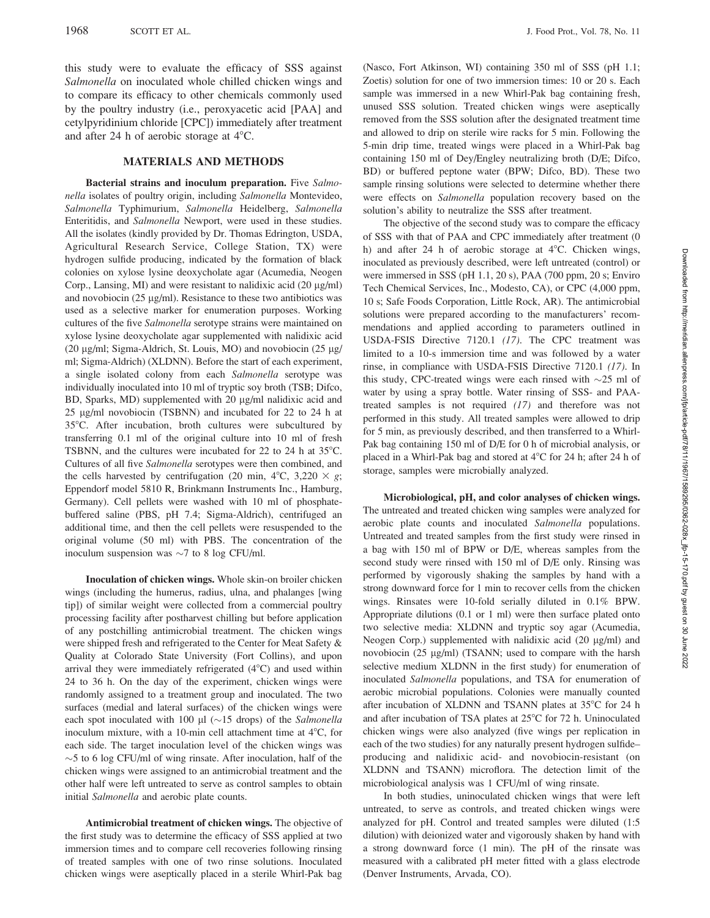this study were to evaluate the efficacy of SSS against *Salmonella* on inoculated whole chilled chicken wings and to compare its efficacy to other chemicals commonly used by the poultry industry (i.e., peroxyacetic acid [PAA] and cetylpyridinium chloride [CPC]) immediately after treatment and after 24 h of aerobic storage at 4°C.

## MATERIALS AND METHODS

**Bacterial strains and inoculum preparation.** Five *Salmonella* isolates of poultry origin, including *Salmonella* Montevideo, *Salmonella* Typhimurium, *Salmonella* Heidelberg, *Salmonella* Enteritidis, and *Salmonella* Newport, were used in these studies. All the isolates (kindly provided by Dr. Thomas Edrington, USDA, Agricultural Research Service, College Station, TX) were hydrogen sulfide producing, indicated by the formation of black colonies on xylose lysine deoxycholate agar (Acumedia, Neogen Corp., Lansing, MI) and were resistant to nalidixic acid (20 μg/ml) and novobiocin (25 μg/ml). Resistance to these two antibiotics was used as a selective marker for enumeration purposes. Working cultures of the five *Salmonella* serotype strains were maintained on xylose lysine deoxycholate agar supplemented with nalidixic acid (20 μg/ml; Sigma-Aldrich, St. Louis, MO) and novobiocin (25 μg/ml; Sigma-Aldrich) (XLDNN). Before the start of each experiment, a single isolated colony from each *Salmonella* serotype was individually inoculated into 10 ml of tryptic soy broth (TSB; Difco, BD, Sparks, MD) supplemented with 20 μg/ml nalidixic acid and 25 μg/ml novobiocin (TSBNN) and incubated for 22 to 24 h at 35°C. After incubation, broth cultures were subcultured by transferring 0.1 ml of the original culture into 10 ml of fresh TSBNN, and the cultures were incubated for 22 to 24 h at 35°C. Cultures of all five *Salmonella* serotypes were then combined, and the cells harvested by centrifugation (20 min, 4°C, 3,220 × *g*; Eppendorf model 5810 R, Brinkmann Instruments Inc., Hamburg, Germany). Cell pellets were washed with 10 ml of phosphate-buffered saline (PBS, pH 7.4; Sigma-Aldrich), centrifuged an additional time, and then the cell pellets were resuspended to the original volume (50 ml) with PBS. The concentration of the inoculum suspension was ~7 to 8 log CFU/ml.

**Inoculation of chicken wings.** Whole skin-on broiler chicken wings (including the humerus, radius, ulna, and phalanges [wing tip]) of similar weight were collected from a commercial poultry processing facility after postharvest chilling but before application of any postchilling antimicrobial treatment. The chicken wings were shipped fresh and refrigerated to the Center for Meat Safety & Quality at Colorado State University (Fort Collins), and upon arrival they were immediately refrigerated (4°C) and used within 24 to 36 h. On the day of the experiment, chicken wings were randomly assigned to a treatment group and inoculated. The two surfaces (medial and lateral surfaces) of the chicken wings were each spot inoculated with 100 μl (~15 drops) of the *Salmonella* inoculum mixture, with a 10-min cell attachment time at 4°C, for each side. The target inoculation level of the chicken wings was ~5 to 6 log CFU/ml of wing rinsate. After inoculation, half of the chicken wings were assigned to an antimicrobial treatment and the other half were left untreated to serve as control samples to obtain initial *Salmonella* and aerobic plate counts.

**Antimicrobial treatment of chicken wings.** The objective of the first study was to determine the efficacy of SSS applied at two immersion times and to compare cell recoveries following rinsing of treated samples with one of two rinse solutions. Inoculated chicken wings were aseptically placed in a sterile Whirl-Pak bag (Nasco, Fort Atkinson, WI) containing 350 ml of SSS (pH 1.1; Zoetis) solution for one of two immersion times: 10 or 20 s. Each sample was immersed in a new Whirl-Pak bag containing fresh, unused SSS solution. Treated chicken wings were aseptically removed from the SSS solution after the designated treatment time and allowed to drip on sterile wire racks for 5 min. Following the 5-min drip time, treated wings were placed in a Whirl-Pak bag containing 150 ml of Dey/Engley neutralizing broth (D/E; Difco, BD) or buffered peptone water (BPW; Difco, BD). These two sample rinsing solutions were selected to determine whether there were effects on *Salmonella* population recovery based on the solution's ability to neutralize the SSS after treatment.

The objective of the second study was to compare the efficacy of SSS with that of PAA and CPC immediately after treatment (0 h) and after 24 h of aerobic storage at 4°C. Chicken wings, inoculated as previously described, were left untreated (control) or were immersed in SSS (pH 1.1, 20 s), PAA (700 ppm, 20 s; Enviro Tech Chemical Services, Inc., Modesto, CA), or CPC (4,000 ppm, 10 s; Safe Foods Corporation, Little Rock, AR). The antimicrobial solutions were prepared according to the manufacturers' recommendations and applied according to parameters outlined in USDA-FSIS Directive 7120.1 *(17)*. The CPC treatment was limited to a 10-s immersion time and was followed by a water rinse, in compliance with USDA-FSIS Directive 7120.1 *(17)*. In this study, CPC-treated wings were each rinsed with ~25 ml of water by using a spray bottle. Water rinsing of SSS- and PAA-treated samples is not required *(17)* and therefore was not performed in this study. All treated samples were allowed to drip for 5 min, as previously described, and then transferred to a Whirl-Pak bag containing 150 ml of D/E for 0 h of microbial analysis, or placed in a Whirl-Pak bag and stored at 4°C for 24 h; after 24 h of storage, samples were microbially analyzed.

**Microbiological, pH, and color analyses of chicken wings.** The untreated and treated chicken wing samples were analyzed for aerobic plate counts and inoculated *Salmonella* populations. Untreated and treated samples from the first study were rinsed in a bag with 150 ml of BPW or D/E, whereas samples from the second study were rinsed with 150 ml of D/E only. Rinsing was performed by vigorously shaking the samples by hand with a strong downward force for 1 min to recover cells from the chicken wings. Rinsates were 10-fold serially diluted in 0.1% BPW. Appropriate dilutions (0.1 or 1 ml) were then surface plated onto two selective media: XLDNN and tryptic soy agar (Acumedia, Neogen Corp.) supplemented with nalidixic acid (20 μg/ml) and novobiocin (25 μg/ml) (TSANN; used to compare with the harsh selective medium XLDNN in the first study) for enumeration of inoculated *Salmonella* populations, and TSA for enumeration of aerobic microbial populations. Colonies were manually counted after incubation of XLDNN and TSANN plates at 35°C for 24 h and after incubation of TSA plates at 25°C for 72 h. Uninoculated chicken wings were also analyzed (five wings per replication in each of the two studies) for any naturally present hydrogen sulfide–producing and nalidixic acid- and novobiocin-resistant (on XLDNN and TSANN) microflora. The detection limit of the microbiological analysis was 1 CFU/ml of wing rinsate.

In both studies, uninoculated chicken wings that were left untreated, to serve as controls, and treated chicken wings were analyzed for pH. Control and treated samples were diluted (1:5 dilution) with deionized water and vigorously shaken by hand with a strong downward force (1 min). The pH of the rinsate was measured with a calibrated pH meter fitted with a glass electrode (Denver Instruments, Arvada, CO).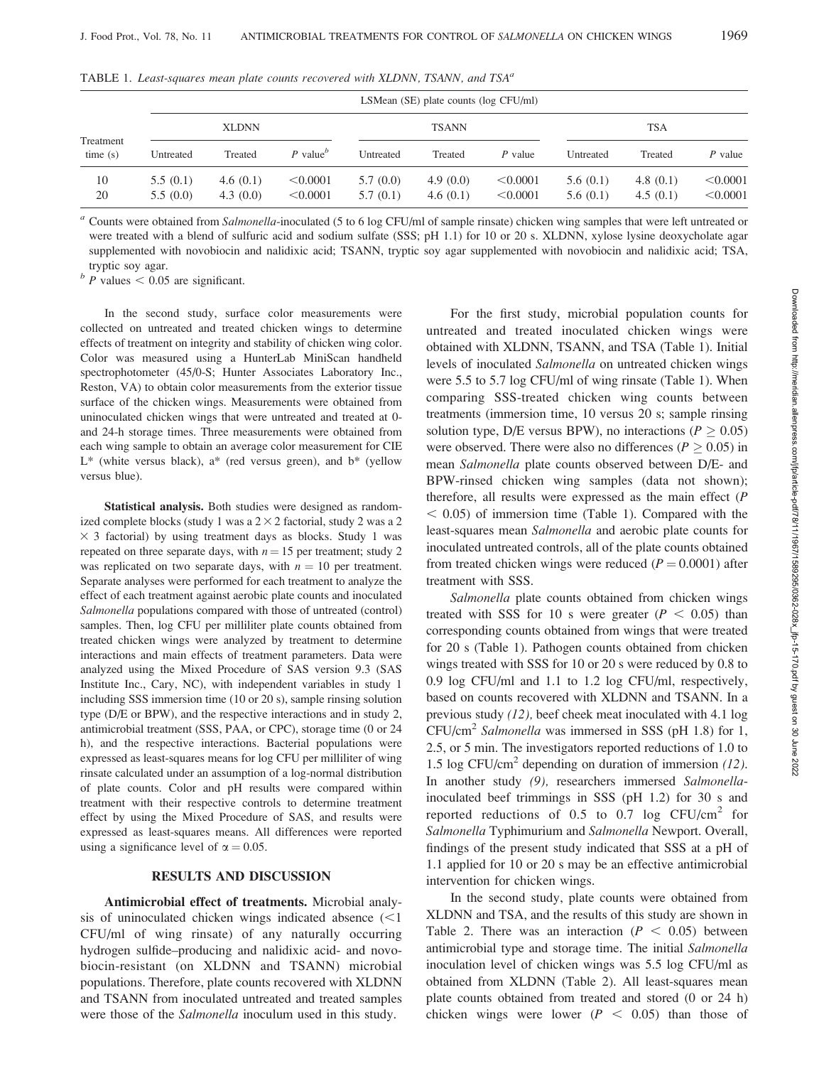TABLE 1. *Least-squares mean plate counts recovered with XLDNN, TSANN, and TSA*[a]

| Treatment time (s) | LSMean (SE) plate counts (log CFU/ml) | | | | | | | | |
|---|---|---|---|---|---|---|---|---|---|
| | XLDNN | | | TSANN | | | TSA | | |
| | Untreated | Treated | *P* value[b] | Untreated | Treated | *P* value | Untreated | Treated | *P* value |
| 10 | 5.5 (0.1) | 4.6 (0.1) | <0.0001 | 5.7 (0.0) | 4.9 (0.0) | <0.0001 | 5.6 (0.1) | 4.8 (0.1) | <0.0001 |
| 20 | 5.5 (0.0) | 4.3 (0.0) | <0.0001 | 5.7 (0.1) | 4.6 (0.1) | <0.0001 | 5.6 (0.1) | 4.5 (0.1) | <0.0001 |

[a] Counts were obtained from *Salmonella*-inoculated (5 to 6 log CFU/ml of sample rinsate) chicken wing samples that were left untreated or were treated with a blend of sulfuric acid and sodium sulfate (SSS; pH 1.1) for 10 or 20 s. XLDNN, xylose lysine deoxycholate agar supplemented with novobiocin and nalidixic acid; TSANN, tryptic soy agar supplemented with novobiocin and nalidixic acid; TSA, tryptic soy agar.

[b] *P* values < 0.05 are significant.

In the second study, surface color measurements were collected on untreated and treated chicken wings to determine effects of treatment on integrity and stability of chicken wing color. Color was measured using a HunterLab MiniScan handheld spectrophotometer (45/0-S; Hunter Associates Laboratory Inc., Reston, VA) to obtain color measurements from the exterior tissue surface of the chicken wings. Measurements were obtained from uninoculated chicken wings that were untreated and treated at 0- and 24-h storage times. Three measurements were obtained from each wing sample to obtain an average color measurement for CIE $L^*$ (white versus black), $a^*$ (red versus green), and $b^*$ (yellow versus blue).

**Statistical analysis.** Both studies were designed as randomized complete blocks (study 1 was a $2 \times 2$ factorial, study 2 was a $2 \times 3$ factorial) by using treatment days as blocks. Study 1 was repeated on three separate days, with $n = 15$ per treatment; study 2 was replicated on two separate days, with $n = 10$ per treatment. Separate analyses were performed for each treatment to analyze the effect of each treatment against aerobic plate counts and inoculated *Salmonella* populations compared with those of untreated (control) samples. Then, log CFU per milliliter plate counts obtained from treated chicken wings were analyzed by treatment to determine interactions and main effects of treatment parameters. Data were analyzed using the Mixed Procedure of SAS version 9.3 (SAS Institute Inc., Cary, NC), with independent variables in study 1 including SSS immersion time (10 or 20 s), sample rinsing solution type (D/E or BPW), and the respective interactions and in study 2, antimicrobial treatment (SSS, PAA, or CPC), storage time (0 or 24 h), and the respective interactions. Bacterial populations were expressed as least-squares means for log CFU per milliliter of wing rinsate calculated under an assumption of a log-normal distribution of plate counts. Color and pH results were compared within treatment with their respective controls to determine treatment effect by using the Mixed Procedure of SAS, and results were expressed as least-squares means. All differences were reported using a significance level of $\alpha = 0.05$.

## RESULTS AND DISCUSSION

**Antimicrobial effect of treatments.** Microbial analysis of uninoculated chicken wings indicated absence (<1 CFU/ml of wing rinsate) of any naturally occurring hydrogen sulfide–producing and nalidixic acid- and novobiocin-resistant (on XLDNN and TSANN) microbial populations. Therefore, plate counts recovered with XLDNN and TSANN from inoculated untreated and treated samples were those of the *Salmonella* inoculum used in this study.

For the first study, microbial population counts for untreated and treated inoculated chicken wings were obtained with XLDNN, TSANN, and TSA (Table 1). Initial levels of inoculated *Salmonella* on untreated chicken wings were 5.5 to 5.7 log CFU/ml of wing rinsate (Table 1). When comparing SSS-treated chicken wing counts between treatments (immersion time, 10 versus 20 s; sample rinsing solution type, D/E versus BPW), no interactions ($P \geq 0.05$) were observed. There were also no differences ($P \geq 0.05$) in mean *Salmonella* plate counts observed between D/E- and BPW-rinsed chicken wing samples (data not shown); therefore, all results were expressed as the main effect ($P < 0.05$) of immersion time (Table 1). Compared with the least-squares mean *Salmonella* and aerobic plate counts for inoculated untreated controls, all of the plate counts obtained from treated chicken wings were reduced ($P = 0.0001$) after treatment with SSS.

*Salmonella* plate counts obtained from chicken wings treated with SSS for 10 s were greater ($P < 0.05$) than corresponding counts obtained from wings that were treated for 20 s (Table 1). Pathogen counts obtained from chicken wings treated with SSS for 10 or 20 s were reduced by 0.8 to 0.9 log CFU/ml and 1.1 to 1.2 log CFU/ml, respectively, based on counts recovered with XLDNN and TSANN. In a previous study *(12)*, beef cheek meat inoculated with 4.1 log CFU/cm$^2$ *Salmonella* was immersed in SSS (pH 1.8) for 1, 2.5, or 5 min. The investigators reported reductions of 1.0 to 1.5 log CFU/cm$^2$ depending on duration of immersion *(12)*. In another study *(9)*, researchers immersed *Salmonella*-inoculated beef trimmings in SSS (pH 1.2) for 30 s and reported reductions of 0.5 to 0.7 log CFU/cm$^2$ for *Salmonella* Typhimurium and *Salmonella* Newport. Overall, findings of the present study indicated that SSS at a pH of 1.1 applied for 10 or 20 s may be an effective antimicrobial intervention for chicken wings.

In the second study, plate counts were obtained from XLDNN and TSA, and the results of this study are shown in Table 2. There was an interaction ($P < 0.05$) between antimicrobial type and storage time. The initial *Salmonella* inoculation level of chicken wings was 5.5 log CFU/ml as obtained from XLDNN (Table 2). All least-squares mean plate counts obtained from treated and stored (0 or 24 h) chicken wings were lower ($P < 0.05$) than those of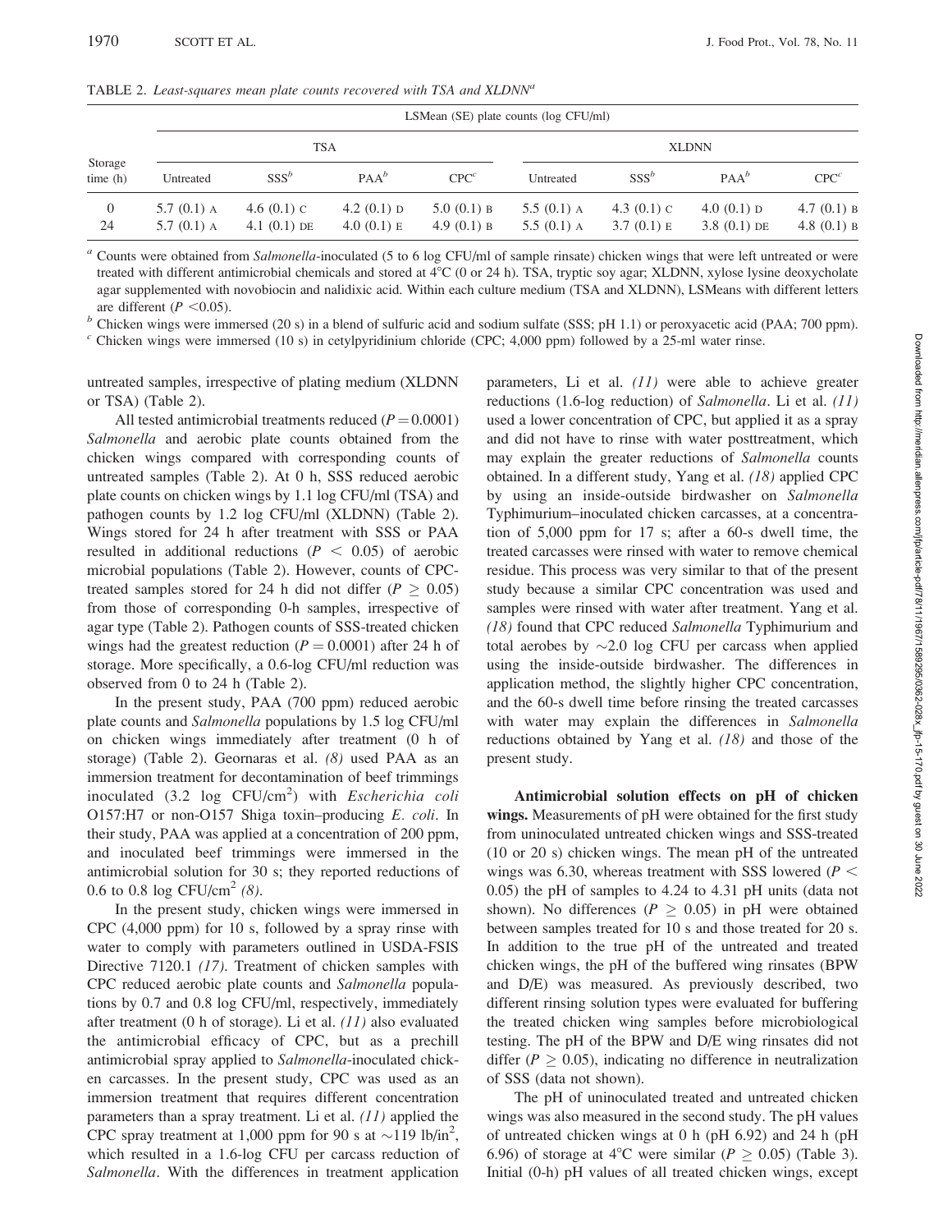TABLE 2. *Least-squares mean plate counts recovered with TSA and XLDNN*[a]

| Storage time (h) | LSMean (SE) plate counts (log CFU/ml) | | | | | | | |
|---|---|---|---|---|---|---|---|---|
| | TSA | | | | XLDNN | | | |
| | Untreated | SSS[b] | PAA[b] | CPC[c] | Untreated | SSS[b] | PAA[b] | CPC[c] |
| 0 | 5.7 (0.1) A | 4.6 (0.1) C | 4.2 (0.1) D | 5.0 (0.1) B | 5.5 (0.1) A | 4.3 (0.1) C | 4.0 (0.1) D | 4.7 (0.1) B |
| 24 | 5.7 (0.1) A | 4.1 (0.1) DE | 4.0 (0.1) E | 4.9 (0.1) B | 5.5 (0.1) A | 3.7 (0.1) E | 3.8 (0.1) DE | 4.8 (0.1) B |

[a] Counts were obtained from *Salmonella*-inoculated (5 to 6 log CFU/ml of sample rinsate) chicken wings that were left untreated or were treated with different antimicrobial chemicals and stored at 4°C (0 or 24 h). TSA, tryptic soy agar; XLDNN, xylose lysine deoxycholate agar supplemented with novobiocin and nalidixic acid. Within each culture medium (TSA and XLDNN), LSMeans with different letters are different ($P < 0.05$).

[b] Chicken wings were immersed (20 s) in a blend of sulfuric acid and sodium sulfate (SSS; pH 1.1) or peroxyacetic acid (PAA; 700 ppm).

[c] Chicken wings were immersed (10 s) in cetylpyridinium chloride (CPC; 4,000 ppm) followed by a 25-ml water rinse.

untreated samples, irrespective of plating medium (XLDNN or TSA) (Table 2).

All tested antimicrobial treatments reduced ($P = 0.0001$) *Salmonella* and aerobic plate counts obtained from the chicken wings compared with corresponding counts of untreated samples (Table 2). At 0 h, SSS reduced aerobic plate counts on chicken wings by 1.1 log CFU/ml (TSA) and pathogen counts by 1.2 log CFU/ml (XLDNN) (Table 2). Wings stored for 24 h after treatment with SSS or PAA resulted in additional reductions ($P < 0.05$) of aerobic microbial populations (Table 2). However, counts of CPC-treated samples stored for 24 h did not differ ($P \geq 0.05$) from those of corresponding 0-h samples, irrespective of agar type (Table 2). Pathogen counts of SSS-treated chicken wings had the greatest reduction ($P = 0.0001$) after 24 h of storage. More specifically, a 0.6-log CFU/ml reduction was observed from 0 to 24 h (Table 2).

In the present study, PAA (700 ppm) reduced aerobic plate counts and *Salmonella* populations by 1.5 log CFU/ml on chicken wings immediately after treatment (0 h of storage) (Table 2). Geornaras et al. *(8)* used PAA as an immersion treatment for decontamination of beef trimmings inoculated (3.2 log CFU/cm$^2$) with *Escherichia coli* O157:H7 or non-O157 Shiga toxin–producing *E. coli*. In their study, PAA was applied at a concentration of 200 ppm, and inoculated beef trimmings were immersed in the antimicrobial solution for 30 s; they reported reductions of 0.6 to 0.8 log CFU/cm$^2$ *(8)*.

In the present study, chicken wings were immersed in CPC (4,000 ppm) for 10 s, followed by a spray rinse with water to comply with parameters outlined in USDA-FSIS Directive 7120.1 *(17)*. Treatment of chicken samples with CPC reduced aerobic plate counts and *Salmonella* populations by 0.7 and 0.8 log CFU/ml, respectively, immediately after treatment (0 h of storage). Li et al. *(11)* also evaluated the antimicrobial efficacy of CPC, but as a prechill antimicrobial spray applied to *Salmonella*-inoculated chicken carcasses. In the present study, CPC was used as an immersion treatment that requires different concentration parameters than a spray treatment. Li et al. *(11)* applied the CPC spray treatment at 1,000 ppm for 90 s at ~119 lb/in$^2$, which resulted in a 1.6-log CFU per carcass reduction of *Salmonella*. With the differences in treatment application parameters, Li et al. *(11)* were able to achieve greater reductions (1.6-log reduction) of *Salmonella*. Li et al. *(11)* used a lower concentration of CPC, but applied it as a spray and did not have to rinse with water posttreatment, which may explain the greater reductions of *Salmonella* counts obtained. In a different study, Yang et al. *(18)* applied CPC by using an inside-outside birdwasher on *Salmonella* Typhimurium–inoculated chicken carcasses, at a concentration of 5,000 ppm for 17 s; after a 60-s dwell time, the treated carcasses were rinsed with water to remove chemical residue. This process was very similar to that of the present study because a similar CPC concentration was used and samples were rinsed with water after treatment. Yang et al. *(18)* found that CPC reduced *Salmonella* Typhimurium and total aerobes by ~2.0 log CFU per carcass when applied using the inside-outside birdwasher. The differences in application method, the slightly higher CPC concentration, and the 60-s dwell time before rinsing the treated carcasses with water may explain the differences in *Salmonella* reductions obtained by Yang et al. *(18)* and those of the present study.

**Antimicrobial solution effects on pH of chicken wings.** Measurements of pH were obtained for the first study from uninoculated untreated chicken wings and SSS-treated (10 or 20 s) chicken wings. The mean pH of the untreated wings was 6.30, whereas treatment with SSS lowered ($P < 0.05$) the pH of samples to 4.24 to 4.31 pH units (data not shown). No differences ($P \geq 0.05$) in pH were obtained between samples treated for 10 s and those treated for 20 s. In addition to the true pH of the untreated and treated chicken wings, the pH of the buffered wing rinsates (BPW and D/E) was measured. As previously described, two different rinsing solution types were evaluated for buffering the treated chicken wing samples before microbiological testing. The pH of the BPW and D/E wing rinsates did not differ ($P \geq 0.05$), indicating no difference in neutralization of SSS (data not shown).

The pH of uninoculated treated and untreated chicken wings was also measured in the second study. The pH values of untreated chicken wings at 0 h (pH 6.92) and 24 h (pH 6.96) of storage at 4°C were similar ($P \geq 0.05$) (Table 3). Initial (0-h) pH values of all treated chicken wings, except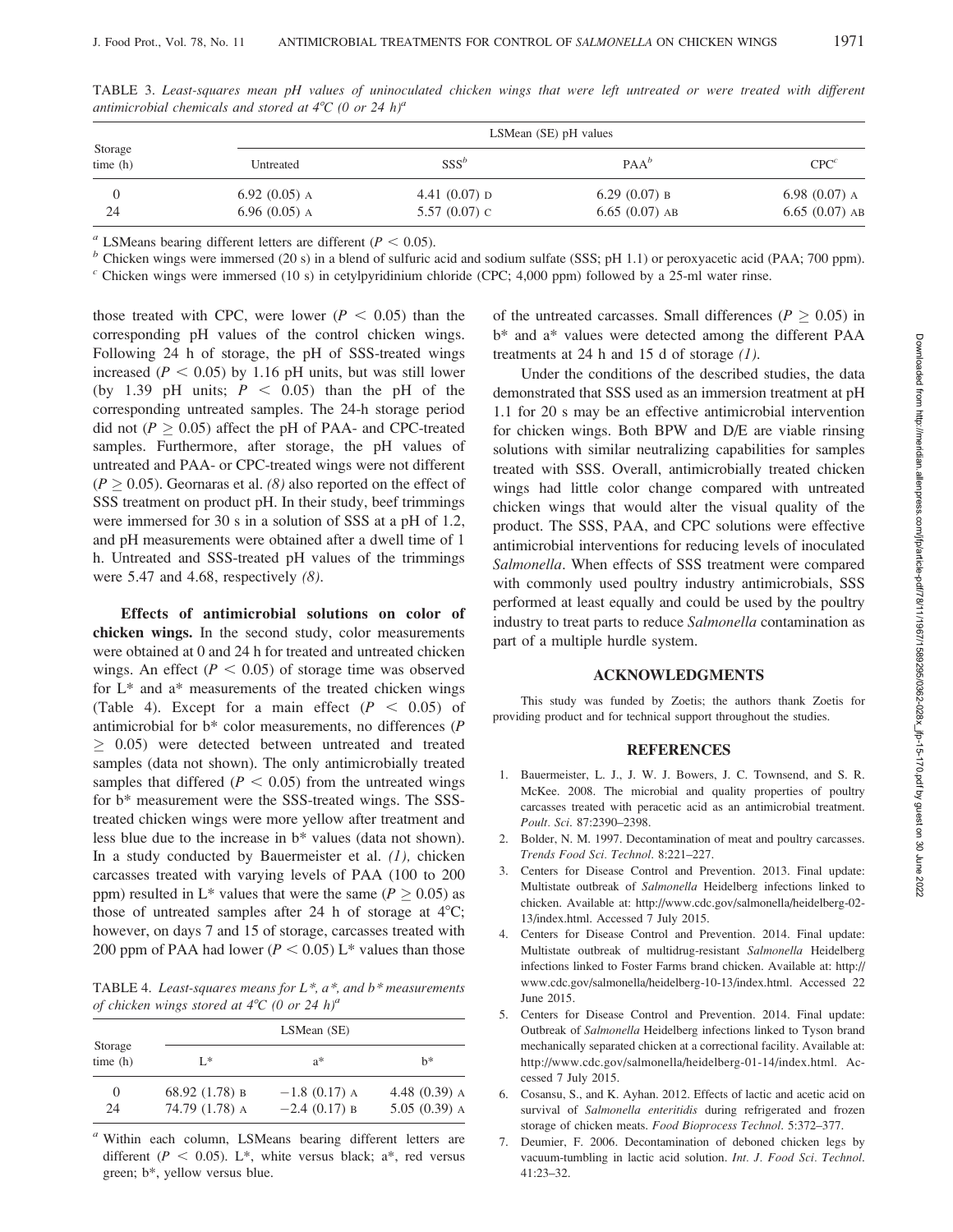TABLE 3. *Least-squares mean pH values of uninoculated chicken wings that were left untreated or were treated with different antimicrobial chemicals and stored at 4°C (0 or 24 h)*[a]

| Storage time (h) | LSMean (SE) pH values | | | |
|---|---|---|---|---|
| | Untreated | SSS[b] | PAA[b] | CPC[c] |
| 0 | 6.92 (0.05) A | 4.41 (0.07) D | 6.29 (0.07) B | 6.98 (0.07) A |
| 24 | 6.96 (0.05) A | 5.57 (0.07) C | 6.65 (0.07) AB | 6.65 (0.07) AB |

[a] LSMeans bearing different letters are different ($P < 0.05$).

[b] Chicken wings were immersed (20 s) in a blend of sulfuric acid and sodium sulfate (SSS; pH 1.1) or peroxyacetic acid (PAA; 700 ppm).

[c] Chicken wings were immersed (10 s) in cetylpyridinium chloride (CPC; 4,000 ppm) followed by a 25-ml water rinse.

those treated with CPC, were lower ($P < 0.05$) than the corresponding pH values of the control chicken wings. Following 24 h of storage, the pH of SSS-treated wings increased ($P < 0.05$) by 1.16 pH units, but was still lower (by 1.39 pH units; $P < 0.05$) than the pH of the corresponding untreated samples. The 24-h storage period did not ($P \geq 0.05$) affect the pH of PAA- and CPC-treated samples. Furthermore, after storage, the pH values of untreated and PAA- or CPC-treated wings were not different ($P \geq 0.05$). Geornaras et al. *(8)* also reported on the effect of SSS treatment on product pH. In their study, beef trimmings were immersed for 30 s in a solution of SSS at a pH of 1.2, and pH measurements were obtained after a dwell time of 1 h. Untreated and SSS-treated pH values of the trimmings were 5.47 and 4.68, respectively *(8)*.

**Effects of antimicrobial solutions on color of chicken wings.** In the second study, color measurements were obtained at 0 and 24 h for treated and untreated chicken wings. An effect ($P < 0.05$) of storage time was observed for L* and a* measurements of the treated chicken wings (Table 4). Except for a main effect ($P < 0.05$) of antimicrobial for b* color measurements, no differences ($P \geq 0.05$) were detected between untreated and treated samples (data not shown). The only antimicrobially treated samples that differed ($P < 0.05$) from the untreated wings for b* measurement were the SSS-treated wings. The SSS-treated chicken wings were more yellow after treatment and less blue due to the increase in b* values (data not shown). In a study conducted by Bauermeister et al. *(1)*, chicken carcasses treated with varying levels of PAA (100 to 200 ppm) resulted in L* values that were the same ($P \geq 0.05$) as those of untreated samples after 24 h of storage at 4°C; however, on days 7 and 15 of storage, carcasses treated with 200 ppm of PAA had lower ($P < 0.05$) L* values than those of the untreated carcasses. Small differences ($P \geq 0.05$) in b* and a* values were detected among the different PAA treatments at 24 h and 15 d of storage *(1)*.

TABLE 4. *Least-squares means for L*, a*, and b* measurements of chicken wings stored at 4°C (0 or 24 h)*[a]

| Storage time (h) | LSMean (SE) | | |
|---|---|---|---|
| | L* | a* | b* |
| 0 | 68.92 (1.78) B | −1.8 (0.17) A | 4.48 (0.39) A |
| 24 | 74.79 (1.78) A | −2.4 (0.17) B | 5.05 (0.39) A |

[a] Within each column, LSMeans bearing different letters are different ($P < 0.05$). L*, white versus black; a*, red versus green; b*, yellow versus blue.

Under the conditions of the described studies, the data demonstrated that SSS used as an immersion treatment at pH 1.1 for 20 s may be an effective antimicrobial intervention for chicken wings. Both BPW and D/E are viable rinsing solutions with similar neutralizing capabilities for samples treated with SSS. Overall, antimicrobially treated chicken wings had little color change compared with untreated chicken wings that would alter the visual quality of the product. The SSS, PAA, and CPC solutions were effective antimicrobial interventions for reducing levels of inoculated *Salmonella*. When effects of SSS treatment were compared with commonly used poultry industry antimicrobials, SSS performed at least equally and could be used by the poultry industry to treat parts to reduce *Salmonella* contamination as part of a multiple hurdle system.

## ACKNOWLEDGMENTS

This study was funded by Zoetis; the authors thank Zoetis for providing product and for technical support throughout the studies.

## REFERENCES

1. Bauermeister, L. J., J. W. J. Bowers, J. C. Townsend, and S. R. McKee. 2008. The microbial and quality properties of poultry carcasses treated with peracetic acid as an antimicrobial treatment. *Poult. Sci.* 87:2390–2398.
2. Bolder, N. M. 1997. Decontamination of meat and poultry carcasses. *Trends Food Sci. Technol.* 8:221–227.
3. Centers for Disease Control and Prevention. 2013. Final update: Multistate outbreak of *Salmonella* Heidelberg infections linked to chicken. Available at: http://www.cdc.gov/salmonella/heidelberg-02-13/index.html. Accessed 7 July 2015.
4. Centers for Disease Control and Prevention. 2014. Final update: Multistate outbreak of multidrug-resistant *Salmonella* Heidelberg infections linked to Foster Farms brand chicken. Available at: http://www.cdc.gov/salmonella/heidelberg-10-13/index.html. Accessed 22 June 2015.
5. Centers for Disease Control and Prevention. 2014. Final update: Outbreak of *Salmonella* Heidelberg infections linked to Tyson brand mechanically separated chicken at a correctional facility. Available at: http://www.cdc.gov/salmonella/heidelberg-01-14/index.html. Accessed 7 July 2015.
6. Cosansu, S., and K. Ayhan. 2012. Effects of lactic and acetic acid on survival of *Salmonella enteritidis* during refrigerated and frozen storage of chicken meats. *Food Bioprocess Technol.* 5:372–377.
7. Deumier, F. 2006. Decontamination of deboned chicken legs by vacuum-tumbling in lactic acid solution. *Int. J. Food Sci. Technol.* 41:23–32.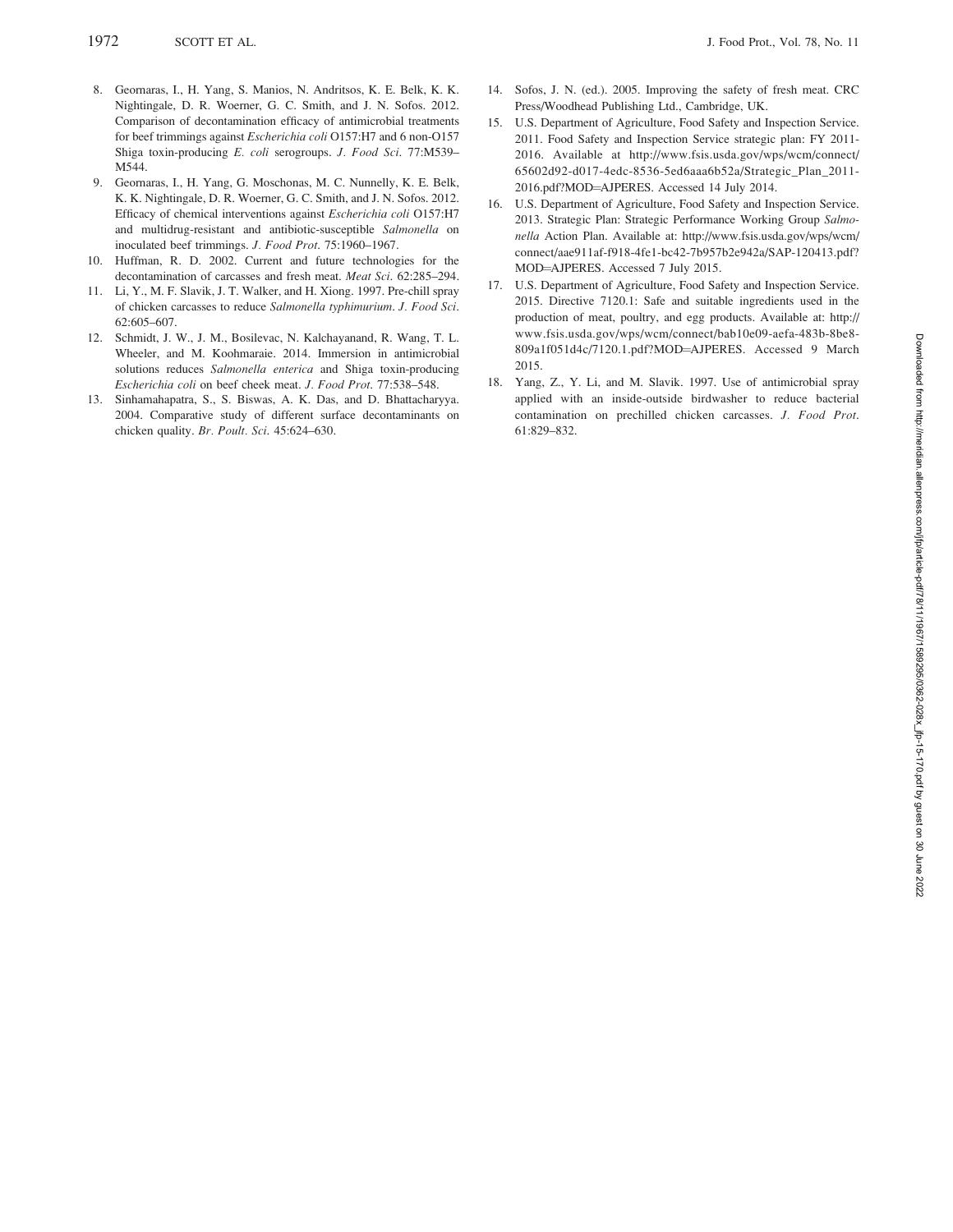8. Geornaras, I., H. Yang, S. Manios, N. Andritsos, K. E. Belk, K. K. Nightingale, D. R. Woerner, G. C. Smith, and J. N. Sofos. 2012. Comparison of decontamination efficacy of antimicrobial treatments for beef trimmings against *Escherichia coli* O157:H7 and 6 non-O157 Shiga toxin-producing *E. coli* serogroups. *J. Food Sci.* 77:M539–M544.
9. Geornaras, I., H. Yang, G. Moschonas, M. C. Nunnelly, K. E. Belk, K. K. Nightingale, D. R. Woerner, G. C. Smith, and J. N. Sofos. 2012. Efficacy of chemical interventions against *Escherichia coli* O157:H7 and multidrug-resistant and antibiotic-susceptible *Salmonella* on inoculated beef trimmings. *J. Food Prot.* 75:1960–1967.
10. Huffman, R. D. 2002. Current and future technologies for the decontamination of carcasses and fresh meat. *Meat Sci.* 62:285–294.
11. Li, Y., M. F. Slavik, J. T. Walker, and H. Xiong. 1997. Pre-chill spray of chicken carcasses to reduce *Salmonella typhimurium*. *J. Food Sci.* 62:605–607.
12. Schmidt, J. W., J. M., Bosilevac, N. Kalchayanand, R. Wang, T. L. Wheeler, and M. Koohmaraie. 2014. Immersion in antimicrobial solutions reduces *Salmonella enterica* and Shiga toxin-producing *Escherichia coli* on beef cheek meat. *J. Food Prot.* 77:538–548.
13. Sinhamahapatra, S., S. Biswas, A. K. Das, and D. Bhattacharyya. 2004. Comparative study of different surface decontaminants on chicken quality. *Br. Poult. Sci.* 45:624–630.
14. Sofos, J. N. (ed.). 2005. Improving the safety of fresh meat. CRC Press/Woodhead Publishing Ltd., Cambridge, UK.
15. U.S. Department of Agriculture, Food Safety and Inspection Service. 2011. Food Safety and Inspection Service strategic plan: FY 2011-2016. Available at http://www.fsis.usda.gov/wps/wcm/connect/65602d92-d017-4edc-8536-5ed6aaa6b52a/Strategic_Plan_2011-2016.pdf?MOD=AJPERES. Accessed 14 July 2014.
16. U.S. Department of Agriculture, Food Safety and Inspection Service. 2013. Strategic Plan: Strategic Performance Working Group *Salmonella* Action Plan. Available at: http://www.fsis.usda.gov/wps/wcm/connect/aae911af-f918-4fe1-bc42-7b957b2e942a/SAP-120413.pdf?MOD=AJPERES. Accessed 7 July 2015.
17. U.S. Department of Agriculture, Food Safety and Inspection Service. 2015. Directive 7120.1: Safe and suitable ingredients used in the production of meat, poultry, and egg products. Available at: http://www.fsis.usda.gov/wps/wcm/connect/bab10e09-aefa-483b-8be8-809a1f051d4c/7120.1.pdf?MOD=AJPERES. Accessed 9 March 2015.
18. Yang, Z., Y. Li, and M. Slavik. 1997. Use of antimicrobial spray applied with an inside-outside birdwasher to reduce bacterial contamination on prechilled chicken carcasses. *J. Food Prot.* 61:829–832.